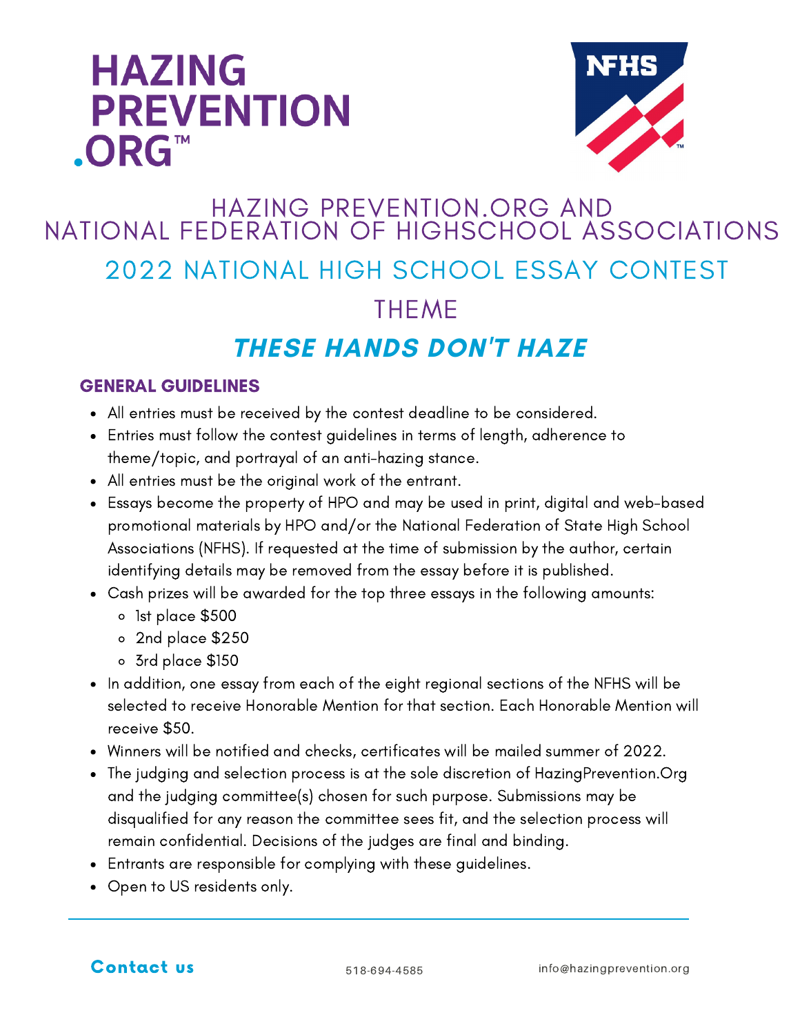# HAZING PREVENTION .ORG™

NFHS

## HAZING PREVENTION.ORG AND NATIONAL FEDERATION OF HIGHSCHOOL ASSOCIATIONS

## 2022 NATIONAL HIGH SCHOOL ESSAY CONTEST

### THEME

## *THESE HANDS DON'T HAZE*

### GENERAL GUIDELINES

- All entries must be received by the contest deadline to be considered.
- Entries must follow the contest guidelines in terms of length, adherence to theme/topic, and portrayal of an anti-hazing stance.
- All entries must be the original work of the entrant.
- Essays become the property of HPO and may be used in print, digital and web-based promotional materials by HPO and/or the National Federation of State High School Associations (NFHS). If requested at the time of submission by the author, certain identifying details may be removed from the essay before it is published.
- Cash prizes will be awarded for the top three essays in the following amounts:
  - 1st place $500
  - 2nd place $250
  - 3rd place $150
- In addition, one essay from each of the eight regional sections of the NFHS will be selected to receive Honorable Mention for that section. Each Honorable Mention will receive $50.
- Winners will be notified and checks, certificates will be mailed summer of 2022.
- The judging and selection process is at the sole discretion of HazingPrevention.Org and the judging committee(s) chosen for such purpose. Submissions may be disqualified for any reason the committee sees fit, and the selection process will remain confidential. Decisions of the judges are final and binding.
- Entrants are responsible for complying with these guidelines.
- Open to US residents only.

---

**Contact us** 518-694-4585 info@hazingprevention.org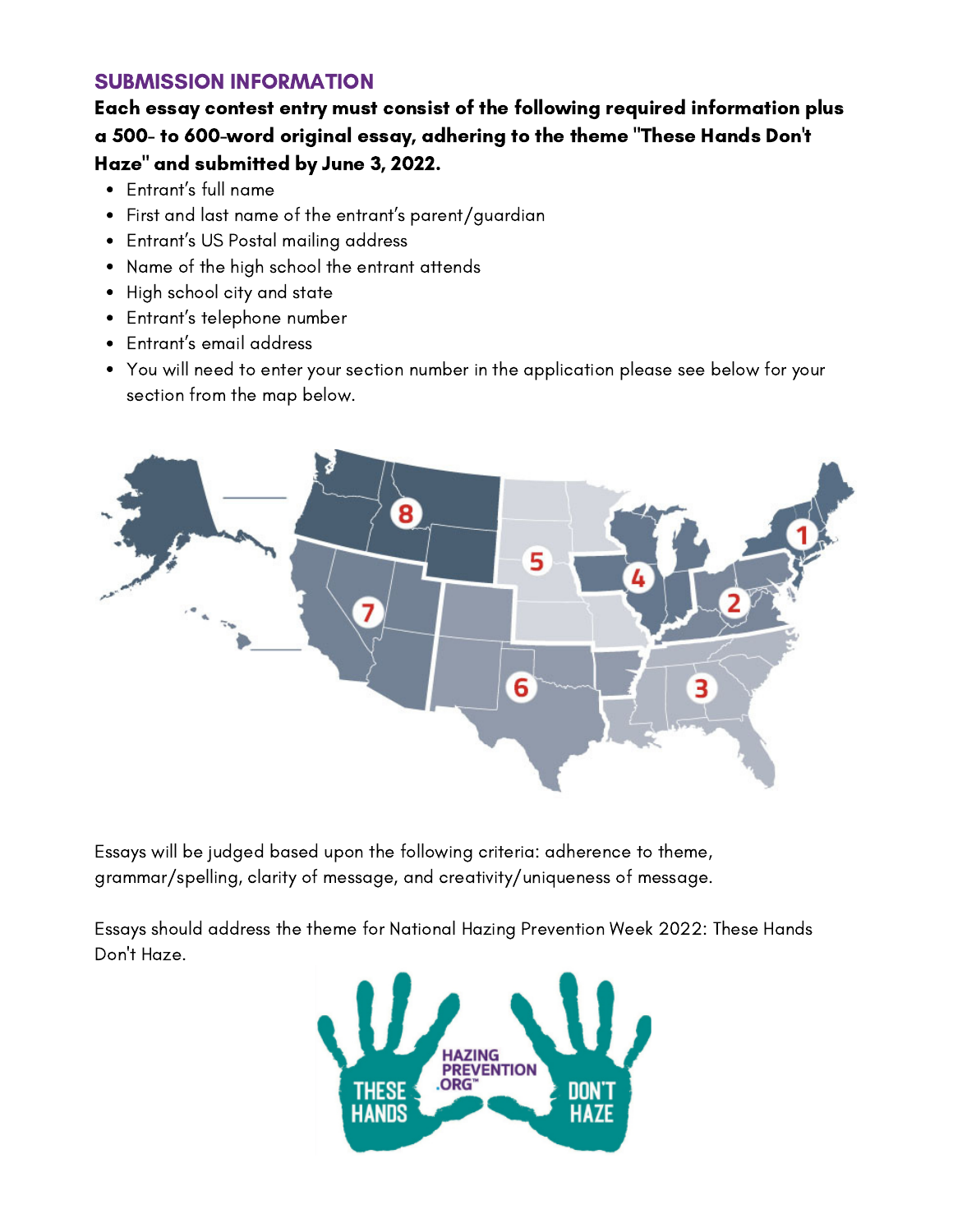## SUBMISSION INFORMATION

**Each essay contest entry must consist of the following required information plus a 500- to 600-word original essay, adhering to the theme "These Hands Don't Haze" and submitted by June 3, 2022.**

- Entrant's full name
- First and last name of the entrant's parent/guardian
- Entrant's US Postal mailing address
- Name of the high school the entrant attends
- High school city and state
- Entrant's telephone number
- Entrant's email address
- You will need to enter your section number in the application please see below for your section from the map below.

8
5
4
1
2
7
6
3

Essays will be judged based upon the following criteria: adherence to theme, grammar/spelling, clarity of message, and creativity/uniqueness of message.

Essays should address the theme for National Hazing Prevention Week 2022: These Hands Don't Haze.

THESE HANDS
HAZING PREVENTION .ORG™
DON'T HAZE